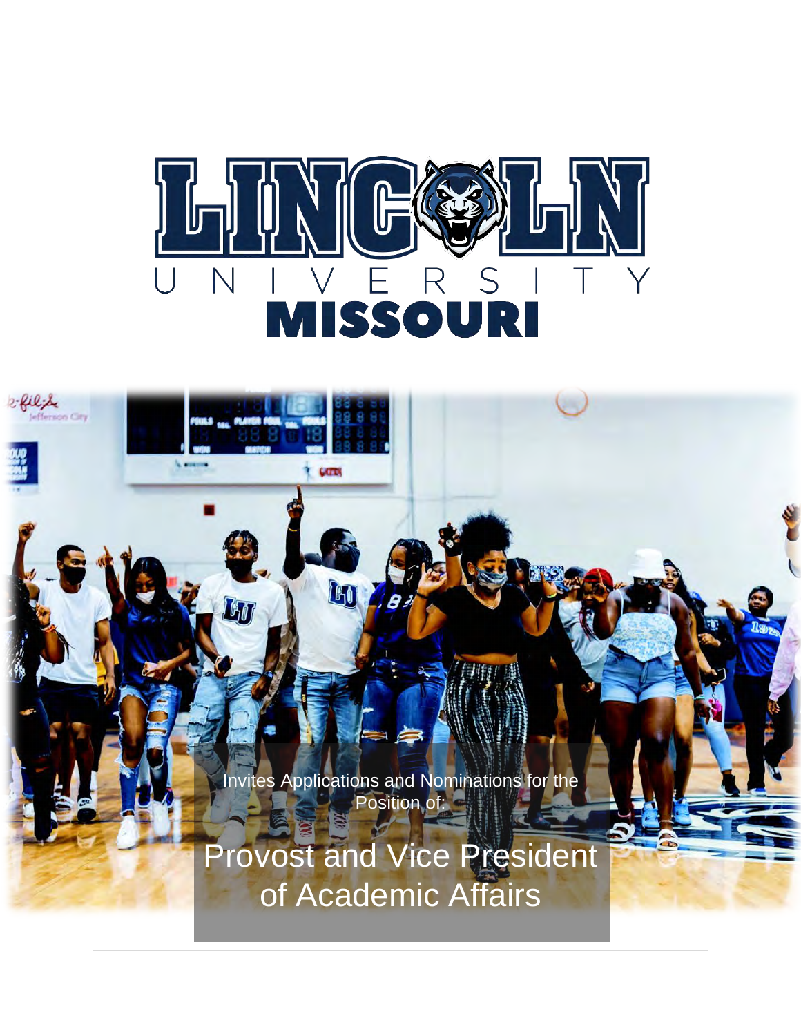# LINCOLN UNIVERSITY MISSOURI

Invites Applications and Nominations for the Position of:

## Provost and Vice President of Academic Affairs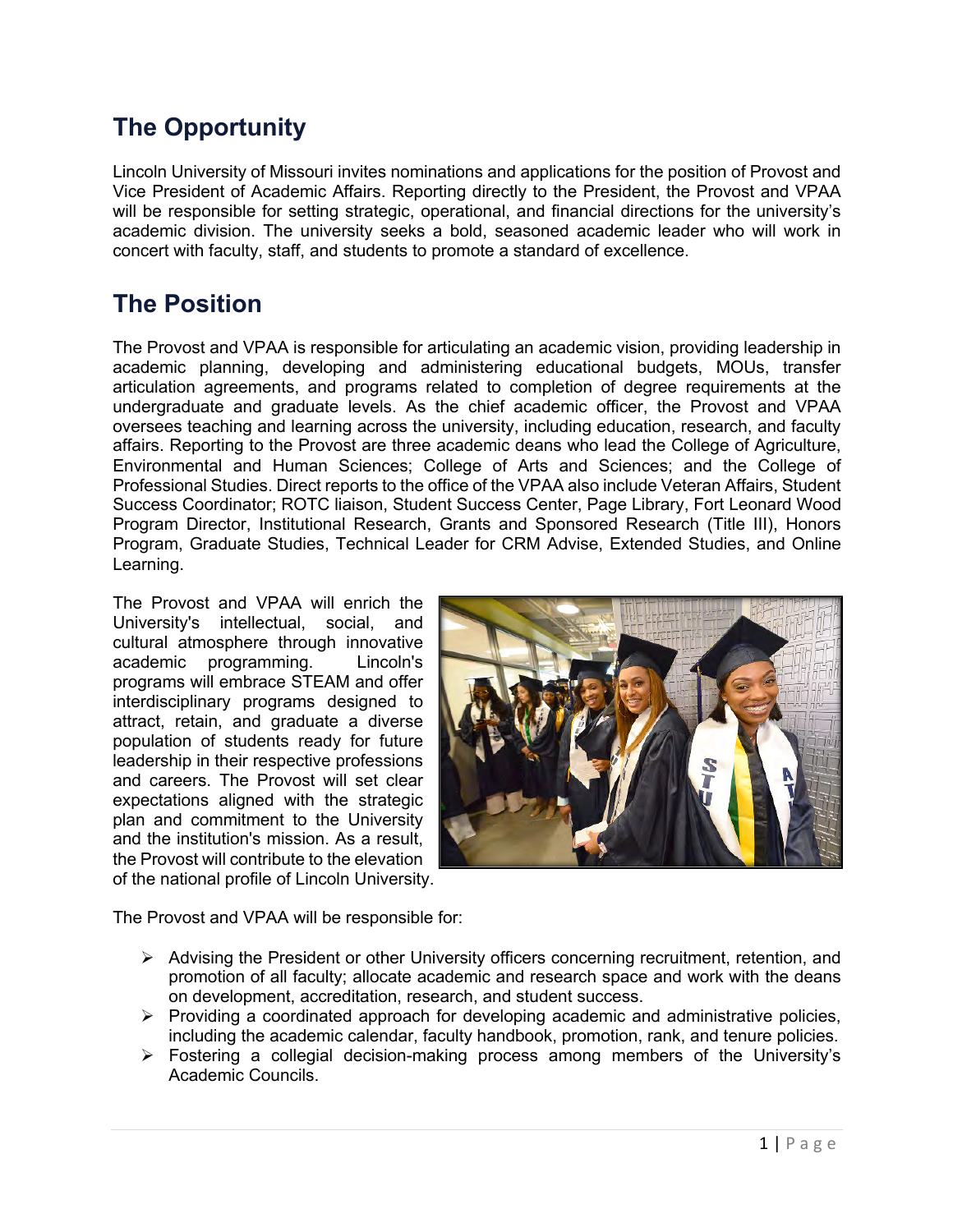## The Opportunity

Lincoln University of Missouri invites nominations and applications for the position of Provost and Vice President of Academic Affairs. Reporting directly to the President, the Provost and VPAA will be responsible for setting strategic, operational, and financial directions for the university's academic division. The university seeks a bold, seasoned academic leader who will work in concert with faculty, staff, and students to promote a standard of excellence.

## The Position

The Provost and VPAA is responsible for articulating an academic vision, providing leadership in academic planning, developing and administering educational budgets, MOUs, transfer articulation agreements, and programs related to completion of degree requirements at the undergraduate and graduate levels. As the chief academic officer, the Provost and VPAA oversees teaching and learning across the university, including education, research, and faculty affairs. Reporting to the Provost are three academic deans who lead the College of Agriculture, Environmental and Human Sciences; College of Arts and Sciences; and the College of Professional Studies. Direct reports to the office of the VPAA also include Veteran Affairs, Student Success Coordinator; ROTC liaison, Student Success Center, Page Library, Fort Leonard Wood Program Director, Institutional Research, Grants and Sponsored Research (Title III), Honors Program, Graduate Studies, Technical Leader for CRM Advise, Extended Studies, and Online Learning.

The Provost and VPAA will enrich the University's intellectual, social, and cultural atmosphere through innovative academic programming. Lincoln's programs will embrace STEAM and offer interdisciplinary programs designed to attract, retain, and graduate a diverse population of students ready for future leadership in their respective professions and careers. The Provost will set clear expectations aligned with the strategic plan and commitment to the University and the institution's mission. As a result, the Provost will contribute to the elevation of the national profile of Lincoln University.

The Provost and VPAA will be responsible for:

- Advising the President or other University officers concerning recruitment, retention, and promotion of all faculty; allocate academic and research space and work with the deans on development, accreditation, research, and student success.
- Providing a coordinated approach for developing academic and administrative policies, including the academic calendar, faculty handbook, promotion, rank, and tenure policies.
- Fostering a collegial decision-making process among members of the University's Academic Councils.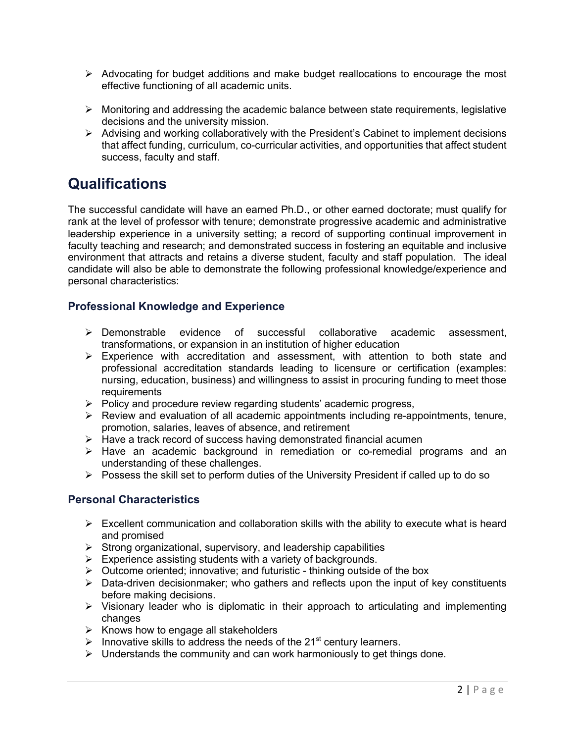- Advocating for budget additions and make budget reallocations to encourage the most effective functioning of all academic units.

- Monitoring and addressing the academic balance between state requirements, legislative decisions and the university mission.
- Advising and working collaboratively with the President's Cabinet to implement decisions that affect funding, curriculum, co-curricular activities, and opportunities that affect student success, faculty and staff.

# Qualifications

The successful candidate will have an earned Ph.D., or other earned doctorate; must qualify for rank at the level of professor with tenure; demonstrate progressive academic and administrative leadership experience in a university setting; a record of supporting continual improvement in faculty teaching and research; and demonstrated success in fostering an equitable and inclusive environment that attracts and retains a diverse student, faculty and staff population. The ideal candidate will also be able to demonstrate the following professional knowledge/experience and personal characteristics:

## Professional Knowledge and Experience

- Demonstrable evidence of successful collaborative academic assessment, transformations, or expansion in an institution of higher education
- Experience with accreditation and assessment, with attention to both state and professional accreditation standards leading to licensure or certification (examples: nursing, education, business) and willingness to assist in procuring funding to meet those requirements
- Policy and procedure review regarding students' academic progress,
- Review and evaluation of all academic appointments including re-appointments, tenure, promotion, salaries, leaves of absence, and retirement
- Have a track record of success having demonstrated financial acumen
- Have an academic background in remediation or co-remedial programs and an understanding of these challenges.
- Possess the skill set to perform duties of the University President if called up to do so

## Personal Characteristics

- Excellent communication and collaboration skills with the ability to execute what is heard and promised
- Strong organizational, supervisory, and leadership capabilities
- Experience assisting students with a variety of backgrounds.
- Outcome oriented; innovative; and futuristic - thinking outside of the box
- Data-driven decisionmaker; who gathers and reflects upon the input of key constituents before making decisions.
- Visionary leader who is diplomatic in their approach to articulating and implementing changes
- Knows how to engage all stakeholders
- Innovative skills to address the needs of the 21st century learners.
- Understands the community and can work harmoniously to get things done.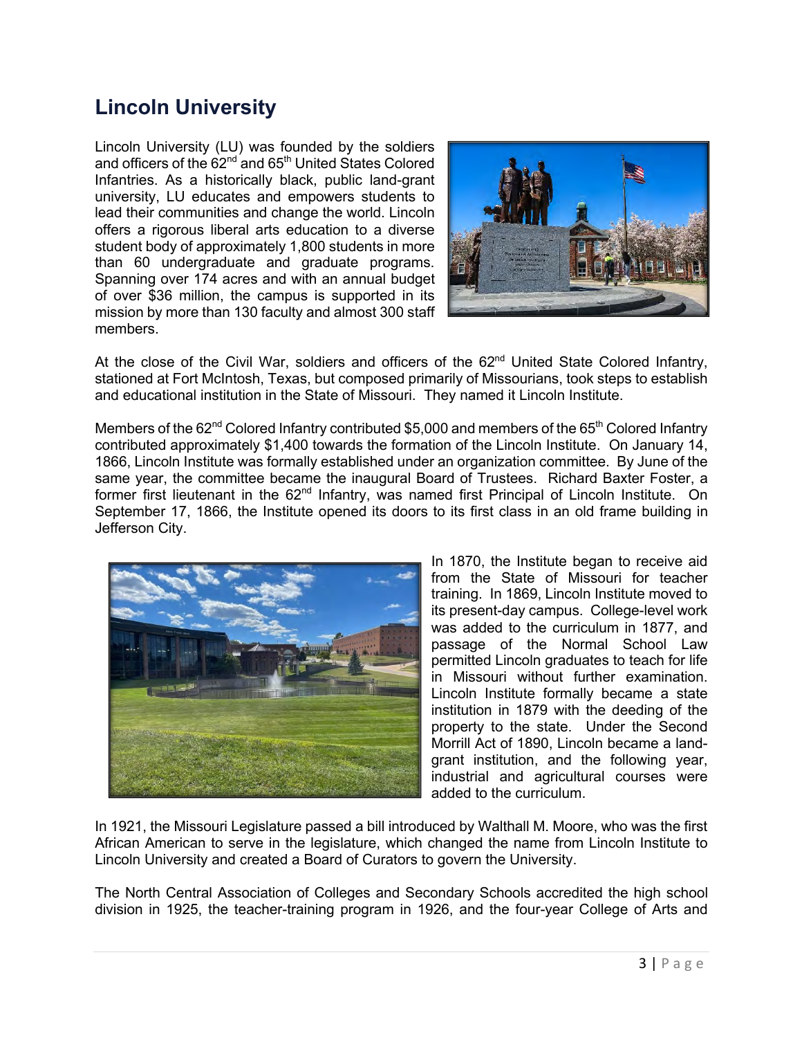## Lincoln University

Lincoln University (LU) was founded by the soldiers and officers of the 62nd and 65th United States Colored Infantries. As a historically black, public land-grant university, LU educates and empowers students to lead their communities and change the world. Lincoln offers a rigorous liberal arts education to a diverse student body of approximately 1,800 students in more than 60 undergraduate and graduate programs. Spanning over 174 acres and with an annual budget of over $36 million, the campus is supported in its mission by more than 130 faculty and almost 300 staff members.

At the close of the Civil War, soldiers and officers of the 62nd United State Colored Infantry, stationed at Fort McIntosh, Texas, but composed primarily of Missourians, took steps to establish and educational institution in the State of Missouri. They named it Lincoln Institute.

Members of the 62nd Colored Infantry contributed $5,000 and members of the 65th Colored Infantry contributed approximately $1,400 towards the formation of the Lincoln Institute. On January 14, 1866, Lincoln Institute was formally established under an organization committee. By June of the same year, the committee became the inaugural Board of Trustees. Richard Baxter Foster, a former first lieutenant in the 62nd Infantry, was named first Principal of Lincoln Institute. On September 17, 1866, the Institute opened its doors to its first class in an old frame building in Jefferson City.

In 1870, the Institute began to receive aid from the State of Missouri for teacher training. In 1869, Lincoln Institute moved to its present-day campus. College-level work was added to the curriculum in 1877, and passage of the Normal School Law permitted Lincoln graduates to teach for life in Missouri without further examination. Lincoln Institute formally became a state institution in 1879 with the deeding of the property to the state. Under the Second Morrill Act of 1890, Lincoln became a land-grant institution, and the following year, industrial and agricultural courses were added to the curriculum.

In 1921, the Missouri Legislature passed a bill introduced by Walthall M. Moore, who was the first African American to serve in the legislature, which changed the name from Lincoln Institute to Lincoln University and created a Board of Curators to govern the University.

The North Central Association of Colleges and Secondary Schools accredited the high school division in 1925, the teacher-training program in 1926, and the four-year College of Arts and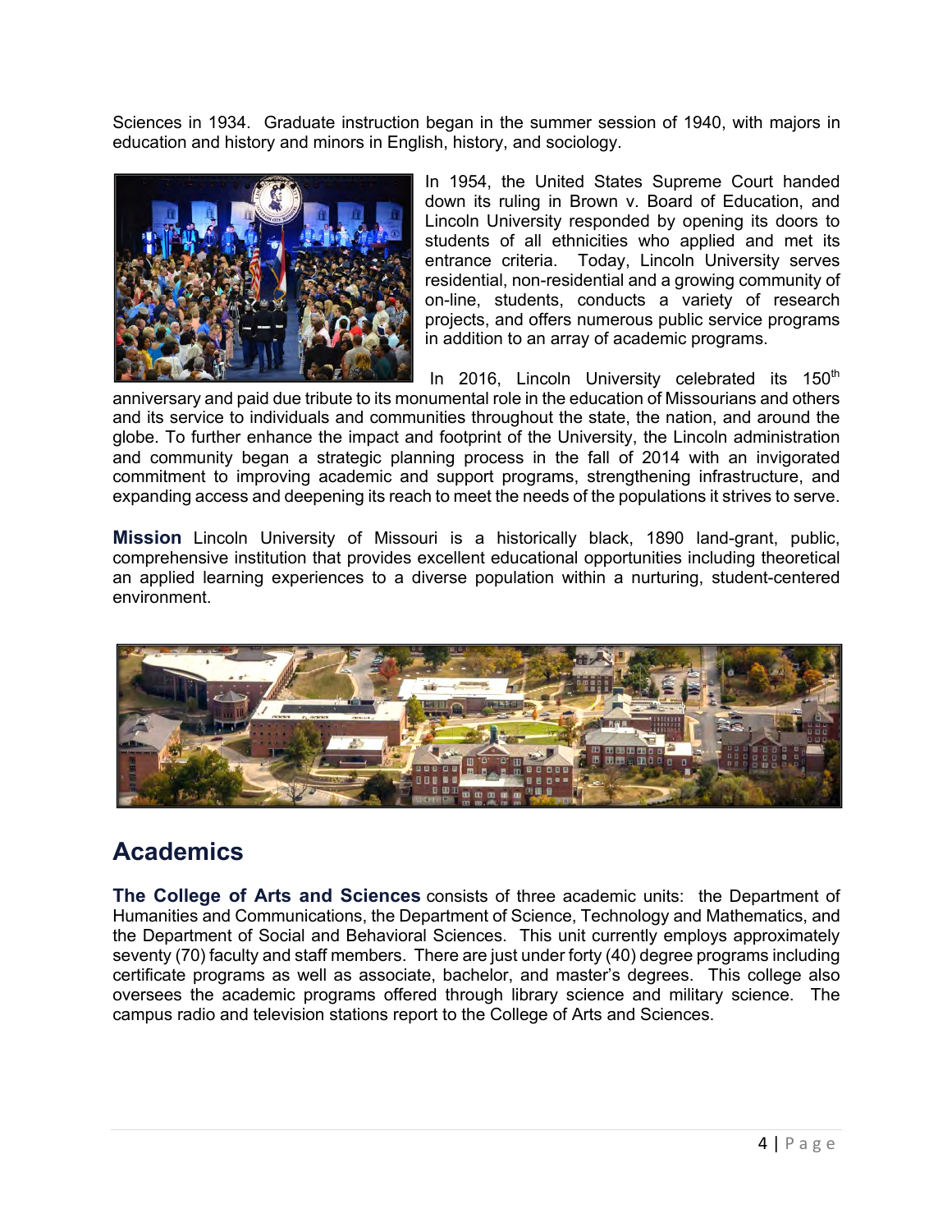Sciences in 1934. Graduate instruction began in the summer session of 1940, with majors in education and history and minors in English, history, and sociology.

In 1954, the United States Supreme Court handed down its ruling in Brown v. Board of Education, and Lincoln University responded by opening its doors to students of all ethnicities who applied and met its entrance criteria. Today, Lincoln University serves residential, non-residential and a growing community of on-line, students, conducts a variety of research projects, and offers numerous public service programs in addition to an array of academic programs.

In 2016, Lincoln University celebrated its 150th anniversary and paid due tribute to its monumental role in the education of Missourians and others and its service to individuals and communities throughout the state, the nation, and around the globe. To further enhance the impact and footprint of the University, the Lincoln administration and community began a strategic planning process in the fall of 2014 with an invigorated commitment to improving academic and support programs, strengthening infrastructure, and expanding access and deepening its reach to meet the needs of the populations it strives to serve.

**Mission** Lincoln University of Missouri is a historically black, 1890 land-grant, public, comprehensive institution that provides excellent educational opportunities including theoretical an applied learning experiences to a diverse population within a nurturing, student-centered environment.

## Academics

**The College of Arts and Sciences** consists of three academic units: the Department of Humanities and Communications, the Department of Science, Technology and Mathematics, and the Department of Social and Behavioral Sciences. This unit currently employs approximately seventy (70) faculty and staff members. There are just under forty (40) degree programs including certificate programs as well as associate, bachelor, and master's degrees. This college also oversees the academic programs offered through library science and military science. The campus radio and television stations report to the College of Arts and Sciences.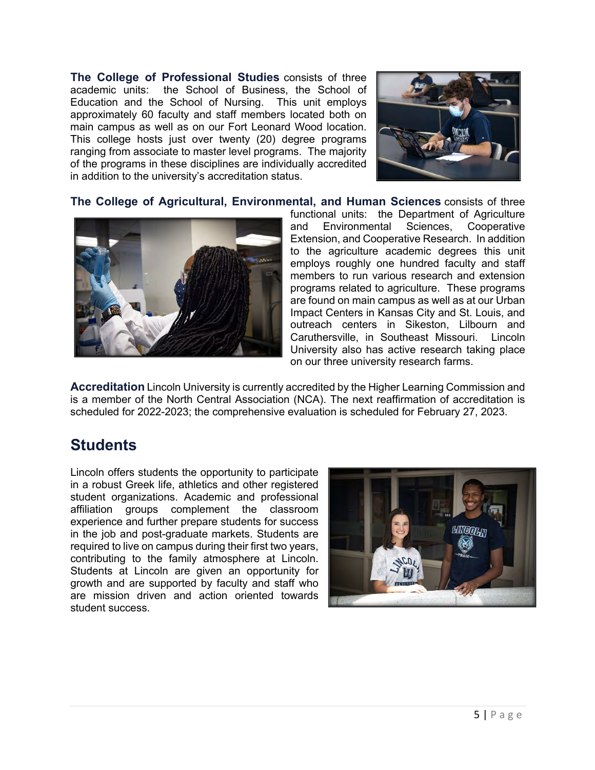**The College of Professional Studies** consists of three academic units: the School of Business, the School of Education and the School of Nursing. This unit employs approximately 60 faculty and staff members located both on main campus as well as on our Fort Leonard Wood location. This college hosts just over twenty (20) degree programs ranging from associate to master level programs. The majority of the programs in these disciplines are individually accredited in addition to the university's accreditation status.

**The College of Agricultural, Environmental, and Human Sciences** consists of three functional units: the Department of Agriculture and Environmental Sciences, Cooperative Extension, and Cooperative Research. In addition to the agriculture academic degrees this unit employs roughly one hundred faculty and staff members to run various research and extension programs related to agriculture. These programs are found on main campus as well as at our Urban Impact Centers in Kansas City and St. Louis, and outreach centers in Sikeston, Lilbourn and Caruthersville, in Southeast Missouri. Lincoln University also has active research taking place on our three university research farms.

**Accreditation** Lincoln University is currently accredited by the Higher Learning Commission and is a member of the North Central Association (NCA). The next reaffirmation of accreditation is scheduled for 2022-2023; the comprehensive evaluation is scheduled for February 27, 2023.

## Students

Lincoln offers students the opportunity to participate in a robust Greek life, athletics and other registered student organizations. Academic and professional affiliation groups complement the classroom experience and further prepare students for success in the job and post-graduate markets. Students are required to live on campus during their first two years, contributing to the family atmosphere at Lincoln. Students at Lincoln are given an opportunity for growth and are supported by faculty and staff who are mission driven and action oriented towards student success.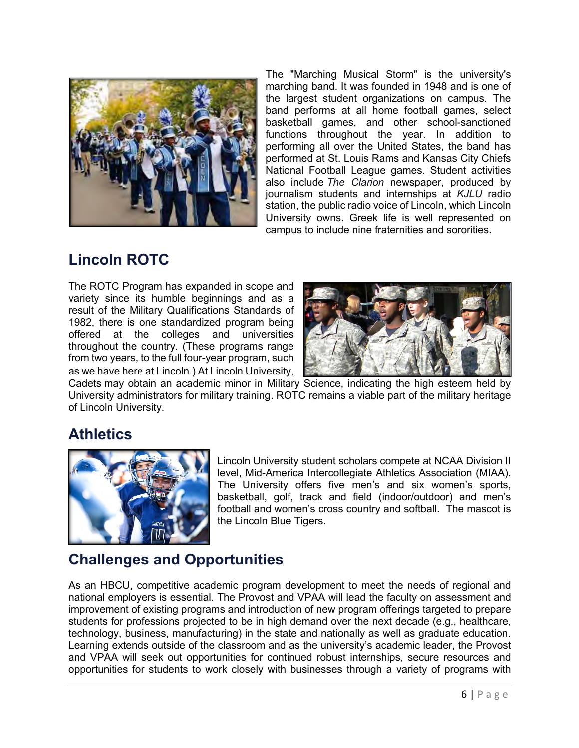The "Marching Musical Storm" is the university's marching band. It was founded in 1948 and is one of the largest student organizations on campus. The band performs at all home football games, select basketball games, and other school-sanctioned functions throughout the year. In addition to performing all over the United States, the band has performed at St. Louis Rams and Kansas City Chiefs National Football League games. Student activities also include *The Clarion* newspaper, produced by journalism students and internships at *KJLU* radio station, the public radio voice of Lincoln, which Lincoln University owns. Greek life is well represented on campus to include nine fraternities and sororities.

## Lincoln ROTC

The ROTC Program has expanded in scope and variety since its humble beginnings and as a result of the Military Qualifications Standards of 1982, there is one standardized program being offered at the colleges and universities throughout the country. (These programs range from two years, to the full four-year program, such as we have here at Lincoln.) At Lincoln University, Cadets may obtain an academic minor in Military Science, indicating the high esteem held by University administrators for military training. ROTC remains a viable part of the military heritage of Lincoln University.

## Athletics

Lincoln University student scholars compete at NCAA Division II level, Mid-America Intercollegiate Athletics Association (MIAA). The University offers five men's and six women's sports, basketball, golf, track and field (indoor/outdoor) and men's football and women's cross country and softball. The mascot is the Lincoln Blue Tigers.

## Challenges and Opportunities

As an HBCU, competitive academic program development to meet the needs of regional and national employers is essential. The Provost and VPAA will lead the faculty on assessment and improvement of existing programs and introduction of new program offerings targeted to prepare students for professions projected to be in high demand over the next decade (e.g., healthcare, technology, business, manufacturing) in the state and nationally as well as graduate education. Learning extends outside of the classroom and as the university's academic leader, the Provost and VPAA will seek out opportunities for continued robust internships, secure resources and opportunities for students to work closely with businesses through a variety of programs with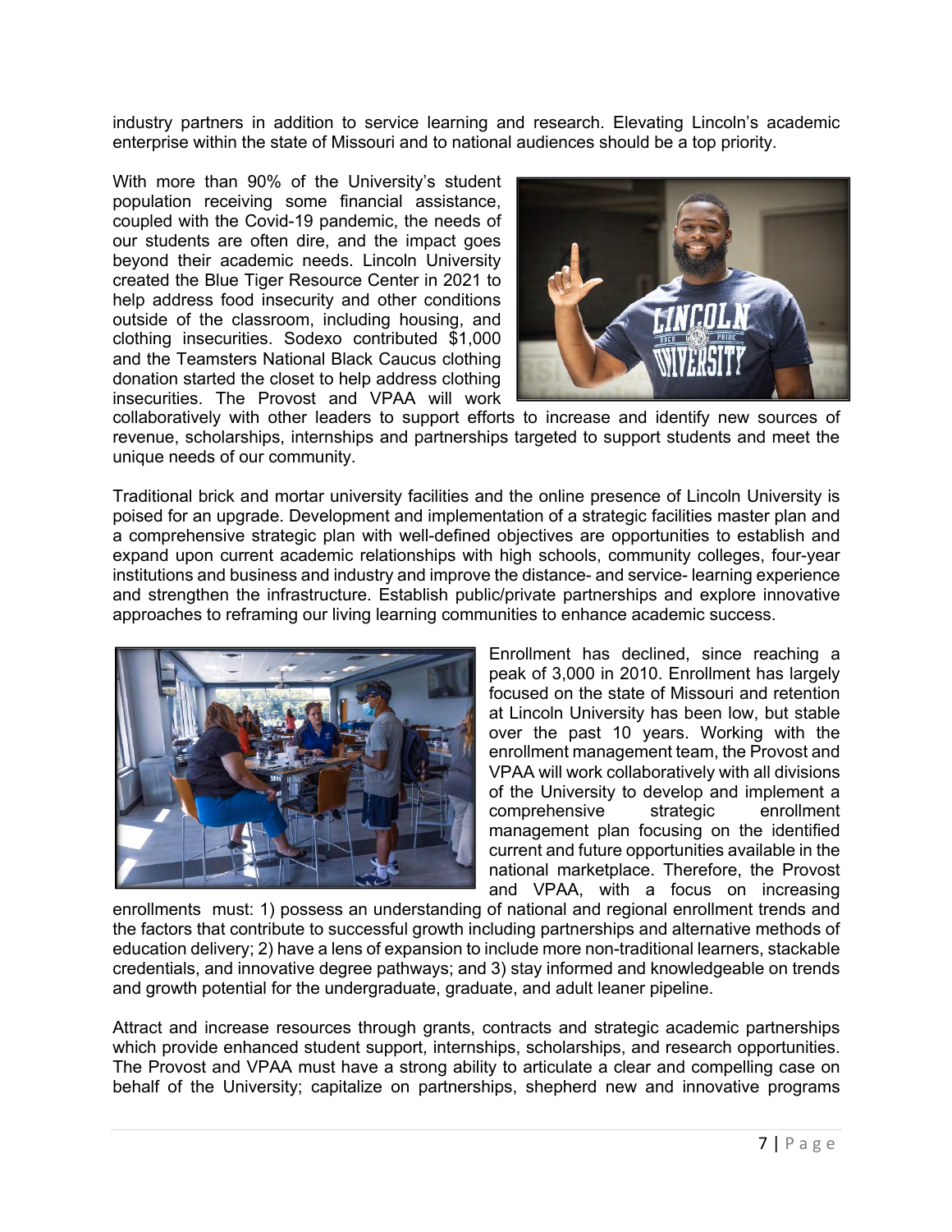industry partners in addition to service learning and research. Elevating Lincoln's academic enterprise within the state of Missouri and to national audiences should be a top priority.

With more than 90% of the University's student population receiving some financial assistance, coupled with the Covid-19 pandemic, the needs of our students are often dire, and the impact goes beyond their academic needs. Lincoln University created the Blue Tiger Resource Center in 2021 to help address food insecurity and other conditions outside of the classroom, including housing, and clothing insecurities. Sodexo contributed $1,000 and the Teamsters National Black Caucus clothing donation started the closet to help address clothing insecurities. The Provost and VPAA will work collaboratively with other leaders to support efforts to increase and identify new sources of revenue, scholarships, internships and partnerships targeted to support students and meet the unique needs of our community.

Traditional brick and mortar university facilities and the online presence of Lincoln University is poised for an upgrade. Development and implementation of a strategic facilities master plan and a comprehensive strategic plan with well-defined objectives are opportunities to establish and expand upon current academic relationships with high schools, community colleges, four-year institutions and business and industry and improve the distance- and service- learning experience and strengthen the infrastructure. Establish public/private partnerships and explore innovative approaches to reframing our living learning communities to enhance academic success.

Enrollment has declined, since reaching a peak of 3,000 in 2010. Enrollment has largely focused on the state of Missouri and retention at Lincoln University has been low, but stable over the past 10 years. Working with the enrollment management team, the Provost and VPAA will work collaboratively with all divisions of the University to develop and implement a comprehensive strategic enrollment management plan focusing on the identified current and future opportunities available in the national marketplace. Therefore, the Provost and VPAA, with a focus on increasing enrollments must: 1) possess an understanding of national and regional enrollment trends and the factors that contribute to successful growth including partnerships and alternative methods of education delivery; 2) have a lens of expansion to include more non-traditional learners, stackable credentials, and innovative degree pathways; and 3) stay informed and knowledgeable on trends and growth potential for the undergraduate, graduate, and adult leaner pipeline.

Attract and increase resources through grants, contracts and strategic academic partnerships which provide enhanced student support, internships, scholarships, and research opportunities. The Provost and VPAA must have a strong ability to articulate a clear and compelling case on behalf of the University; capitalize on partnerships, shepherd new and innovative programs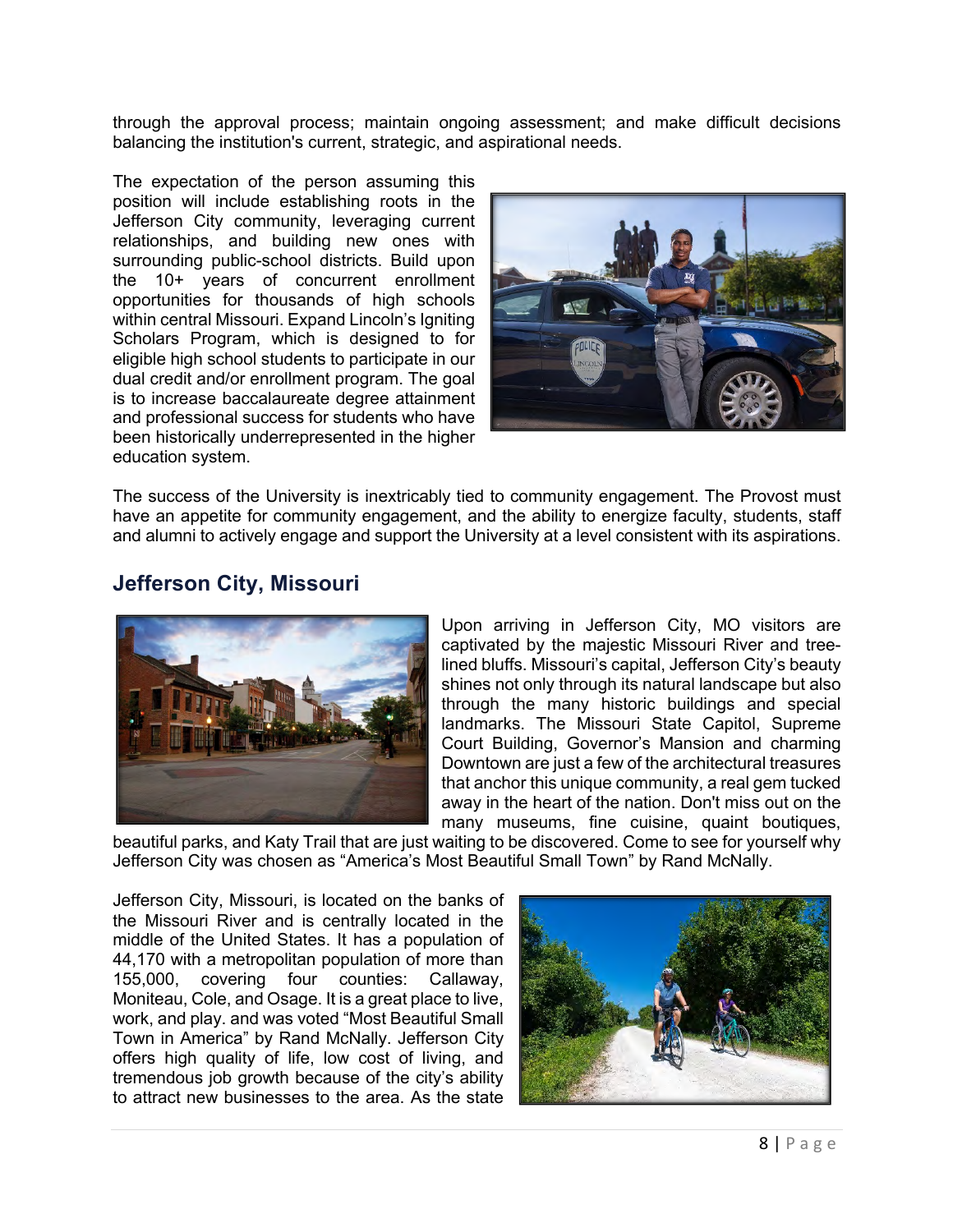through the approval process; maintain ongoing assessment; and make difficult decisions balancing the institution's current, strategic, and aspirational needs.

The expectation of the person assuming this position will include establishing roots in the Jefferson City community, leveraging current relationships, and building new ones with surrounding public-school districts. Build upon the 10+ years of concurrent enrollment opportunities for thousands of high schools within central Missouri. Expand Lincoln's Igniting Scholars Program, which is designed to for eligible high school students to participate in our dual credit and/or enrollment program. The goal is to increase baccalaureate degree attainment and professional success for students who have been historically underrepresented in the higher education system.

The success of the University is inextricably tied to community engagement. The Provost must have an appetite for community engagement, and the ability to energize faculty, students, staff and alumni to actively engage and support the University at a level consistent with its aspirations.

## Jefferson City, Missouri

Upon arriving in Jefferson City, MO visitors are captivated by the majestic Missouri River and tree-lined bluffs. Missouri's capital, Jefferson City's beauty shines not only through its natural landscape but also through the many historic buildings and special landmarks. The Missouri State Capitol, Supreme Court Building, Governor's Mansion and charming Downtown are just a few of the architectural treasures that anchor this unique community, a real gem tucked away in the heart of the nation. Don't miss out on the many museums, fine cuisine, quaint boutiques, beautiful parks, and Katy Trail that are just waiting to be discovered. Come to see for yourself why Jefferson City was chosen as "America's Most Beautiful Small Town" by Rand McNally.

Jefferson City, Missouri, is located on the banks of the Missouri River and is centrally located in the middle of the United States. It has a population of 44,170 with a metropolitan population of more than 155,000, covering four counties: Callaway, Moniteau, Cole, and Osage. It is a great place to live, work, and play. and was voted "Most Beautiful Small Town in America" by Rand McNally. Jefferson City offers high quality of life, low cost of living, and tremendous job growth because of the city's ability to attract new businesses to the area. As the state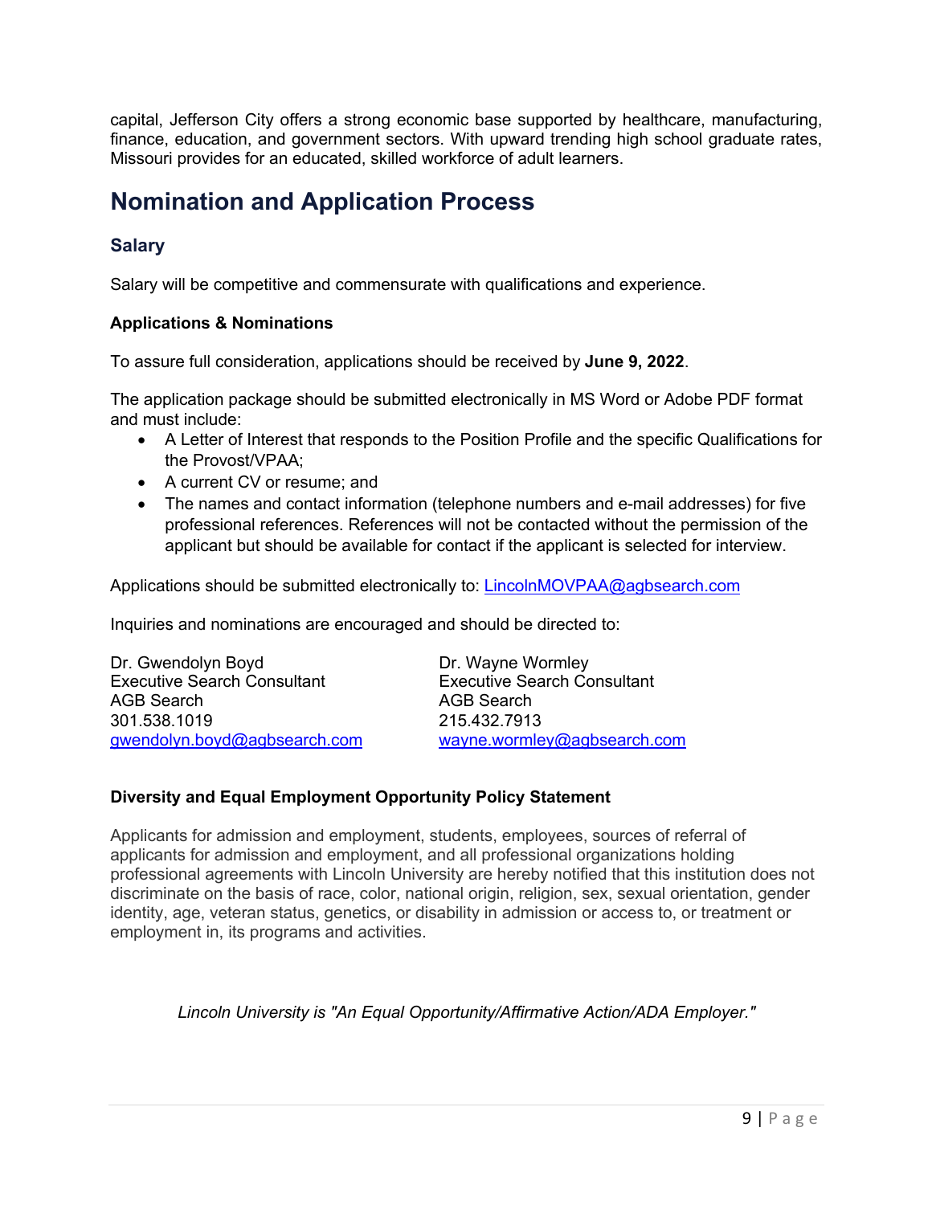capital, Jefferson City offers a strong economic base supported by healthcare, manufacturing, finance, education, and government sectors. With upward trending high school graduate rates, Missouri provides for an educated, skilled workforce of adult learners.

# Nomination and Application Process

## Salary

Salary will be competitive and commensurate with qualifications and experience.

### Applications & Nominations

To assure full consideration, applications should be received by **June 9, 2022**.

The application package should be submitted electronically in MS Word or Adobe PDF format and must include:

- A Letter of Interest that responds to the Position Profile and the specific Qualifications for the Provost/VPAA;
- A current CV or resume; and
- The names and contact information (telephone numbers and e-mail addresses) for five professional references. References will not be contacted without the permission of the applicant but should be available for contact if the applicant is selected for interview.

Applications should be submitted electronically to: LincolnMOVPAA@agbsearch.com

Inquiries and nominations are encouraged and should be directed to:

Dr. Gwendolyn Boyd
Executive Search Consultant
AGB Search
301.538.1019
gwendolyn.boyd@agbsearch.com

Dr. Wayne Wormley
Executive Search Consultant
AGB Search
215.432.7913
wayne.wormley@agbsearch.com

### Diversity and Equal Employment Opportunity Policy Statement

Applicants for admission and employment, students, employees, sources of referral of applicants for admission and employment, and all professional organizations holding professional agreements with Lincoln University are hereby notified that this institution does not discriminate on the basis of race, color, national origin, religion, sex, sexual orientation, gender identity, age, veteran status, genetics, or disability in admission or access to, or treatment or employment in, its programs and activities.

*Lincoln University is "An Equal Opportunity/Affirmative Action/ADA Employer."*